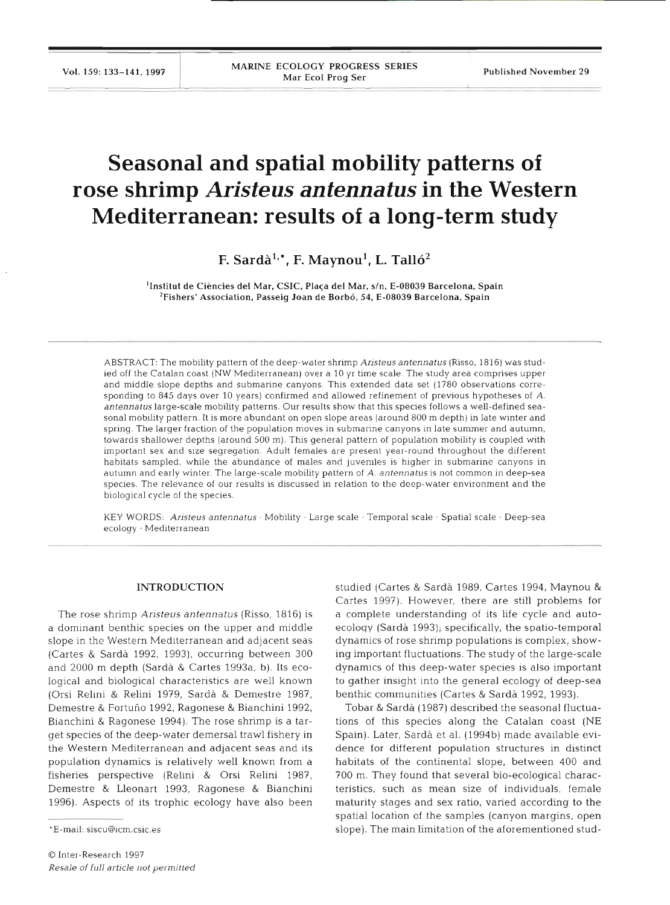# Seasonal and spatial mobility patterns of rose shrimp *Aristeus antennatus* in the Western Mediterranean: results of a long-term study

**F. Sardà[1,*], F. Maynou[1], L. Talló[2]**

[1]Institut de Ciències del Mar, CSIC, Plaça del Mar, s/n, E-08039 Barcelona, Spain
[2]Fishers' Association, Passeig Joan de Borbó, 54, E-08039 Barcelona, Spain

ABSTRACT: The mobility pattern of the deep-water shrimp *Aristeus antennatus* (Risso, 1816) was studied off the Catalan coast (NW Mediterranean) over a 10 yr time scale. The study area comprises upper and middle slope depths and submarine canyons. This extended data set (1780 observations corresponding to 845 days over 10 years) confirmed and allowed refinement of previous hypotheses of *A. antennatus* large-scale mobility patterns. Our results show that this species follows a well-defined seasonal mobility pattern. It is more abundant on open slope areas (around 800 m depth) in late winter and spring. The larger fraction of the population moves in submarine canyons in late summer and autumn, towards shallower depths (around 500 m). This general pattern of population mobility is coupled with important sex and size segregation. Adult females are present year-round throughout the different habitats sampled, while the abundance of males and juveniles is higher in submarine canyons in autumn and early winter. The large-scale mobility pattern of *A. antennatus* is not common in deep-sea species. The relevance of our results is discussed in relation to the deep-water environment and the biological cycle of the species.

KEY WORDS: *Aristeus antennatus* · Mobility · Large scale · Temporal scale · Spatial scale · Deep-sea ecology · Mediterranean

## INTRODUCTION

The rose shrimp *Aristeus antennatus* (Risso, 1816) is a dominant benthic species on the upper and middle slope in the Western Mediterranean and adjacent seas (Cartes & Sardà 1992, 1993), occurring between 300 and 2000 m depth (Sardà & Cartes 1993a, b). Its ecological and biological characteristics are well known (Orsi Relini & Relini 1979, Sardà & Demestre 1987, Demestre & Fortuño 1992, Ragonese & Bianchini 1992, Bianchini & Ragonese 1994). The rose shrimp is a target species of the deep-water demersal trawl fishery in the Western Mediterranean and adjacent seas and its population dynamics is relatively well known from a fisheries perspective (Relini & Orsi Relini 1987, Demestre & Lleonart 1993, Ragonese & Bianchini 1996). Aspects of its trophic ecology have also been studied (Cartes & Sardà 1989, Cartes 1994, Maynou & Cartes 1997). However, there are still problems for a complete understanding of its life cycle and autoecology (Sardà 1993); specifically, the spatio-temporal dynamics of rose shrimp populations is complex, showing important fluctuations. The study of the large-scale dynamics of this deep-water species is also important to gather insight into the general ecology of deep-sea benthic communities (Cartes & Sardà 1992, 1993).

Tobar & Sardà (1987) described the seasonal fluctuations of this species along the Catalan coast (NE Spain). Later, Sardà et al. (1994b) made available evidence for different population structures in distinct habitats of the continental slope, between 400 and 700 m. They found that several bio-ecological characteristics, such as mean size of individuals, female maturity stages and sex ratio, varied according to the spatial location of the samples (canyon margins, open slope). The main limitation of the aforementioned stud-

*E-mail: siscu@icm.csic.es

© Inter-Research 1997
*Resale of full article not permitted*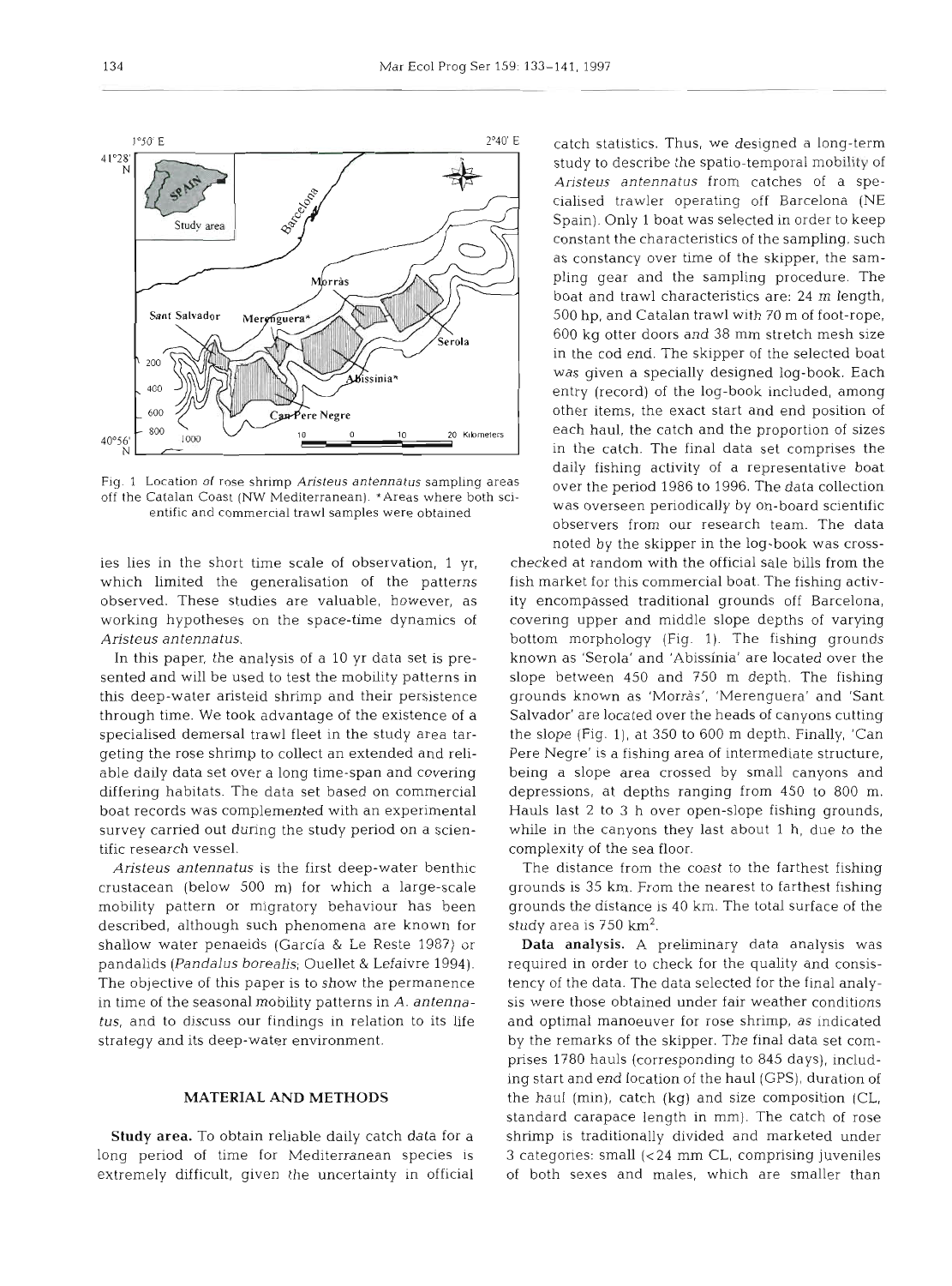Fig. 1. Location of rose shrimp *Aristeus antennatus* sampling areas off the Catalan Coast (NW Mediterranean). *Areas where both scientific and commercial trawl samples were obtained

ies lies in the short time scale of observation, 1 yr, which limited the generalisation of the patterns observed. These studies are valuable, however, as working hypotheses on the space-time dynamics of *Aristeus antennatus*.

In this paper, the analysis of a 10 yr data set is presented and will be used to test the mobility patterns in this deep-water aristeid shrimp and their persistence through time. We took advantage of the existence of a specialised demersal trawl fleet in the study area targeting the rose shrimp to collect an extended and reliable daily data set over a long time-span and covering differing habitats. The data set based on commercial boat records was complemented with an experimental survey carried out during the study period on a scientific research vessel.

*Aristeus antennatus* is the first deep-water benthic crustacean (below 500 m) for which a large-scale mobility pattern or migratory behaviour has been described, although such phenomena are known for shallow water penaeids (García & Le Reste 1987) or pandalids (*Pandalus borealis*; Ouellet & Lefaivre 1994). The objective of this paper is to show the permanence in time of the seasonal mobility patterns in *A. antennatus*, and to discuss our findings in relation to its life strategy and its deep-water environment.

## MATERIAL AND METHODS

**Study area.** To obtain reliable daily catch data for a long period of time for Mediterranean species is extremely difficult, given the uncertainty in official catch statistics. Thus, we designed a long-term study to describe the spatio-temporal mobility of *Aristeus antennatus* from catches of a specialised trawler operating off Barcelona (NE Spain). Only 1 boat was selected in order to keep constant the characteristics of the sampling, such as constancy over time of the skipper, the sampling gear and the sampling procedure. The boat and trawl characteristics are: 24 m length, 500 hp, and Catalan trawl with 70 m of foot-rope, 600 kg otter doors and 38 mm stretch mesh size in the cod end. The skipper of the selected boat was given a specially designed log-book. Each entry (record) of the log-book included, among other items, the exact start and end position of each haul, the catch and the proportion of sizes in the catch. The final data set comprises the daily fishing activity of a representative boat over the period 1986 to 1996. The data collection was overseen periodically by on-board scientific observers from our research team. The data noted by the skipper in the log-book was cross-checked at random with the official sale bills from the fish market for this commercial boat. The fishing activity encompassed traditional grounds off Barcelona, covering upper and middle slope depths of varying bottom morphology (Fig. 1). The fishing grounds known as 'Serola' and 'Abissínia' are located over the slope between 450 and 750 m depth. The fishing grounds known as 'Morràs', 'Merenguera' and 'Sant Salvador' are located over the heads of canyons cutting the slope (Fig. 1), at 350 to 600 m depth. Finally, 'Can Pere Negre' is a fishing area of intermediate structure, being a slope area crossed by small canyons and depressions, at depths ranging from 450 to 800 m. Hauls last 2 to 3 h over open-slope fishing grounds, while in the canyons they last about 1 h, due to the complexity of the sea floor.

The distance from the coast to the farthest fishing grounds is 35 km. From the nearest to farthest fishing grounds the distance is 40 km. The total surface of the study area is 750 $km^2$.

**Data analysis.** A preliminary data analysis was required in order to check for the quality and consistency of the data. The data selected for the final analysis were those obtained under fair weather conditions and optimal manoeuver for rose shrimp, as indicated by the remarks of the skipper. The final data set comprises 1780 hauls (corresponding to 845 days), including start and end location of the haul (GPS), duration of the haul (min), catch (kg) and size composition (CL, standard carapace length in mm). The catch of rose shrimp is traditionally divided and marketed under 3 categories: small (<24 mm CL, comprising juveniles of both sexes and males, which are smaller than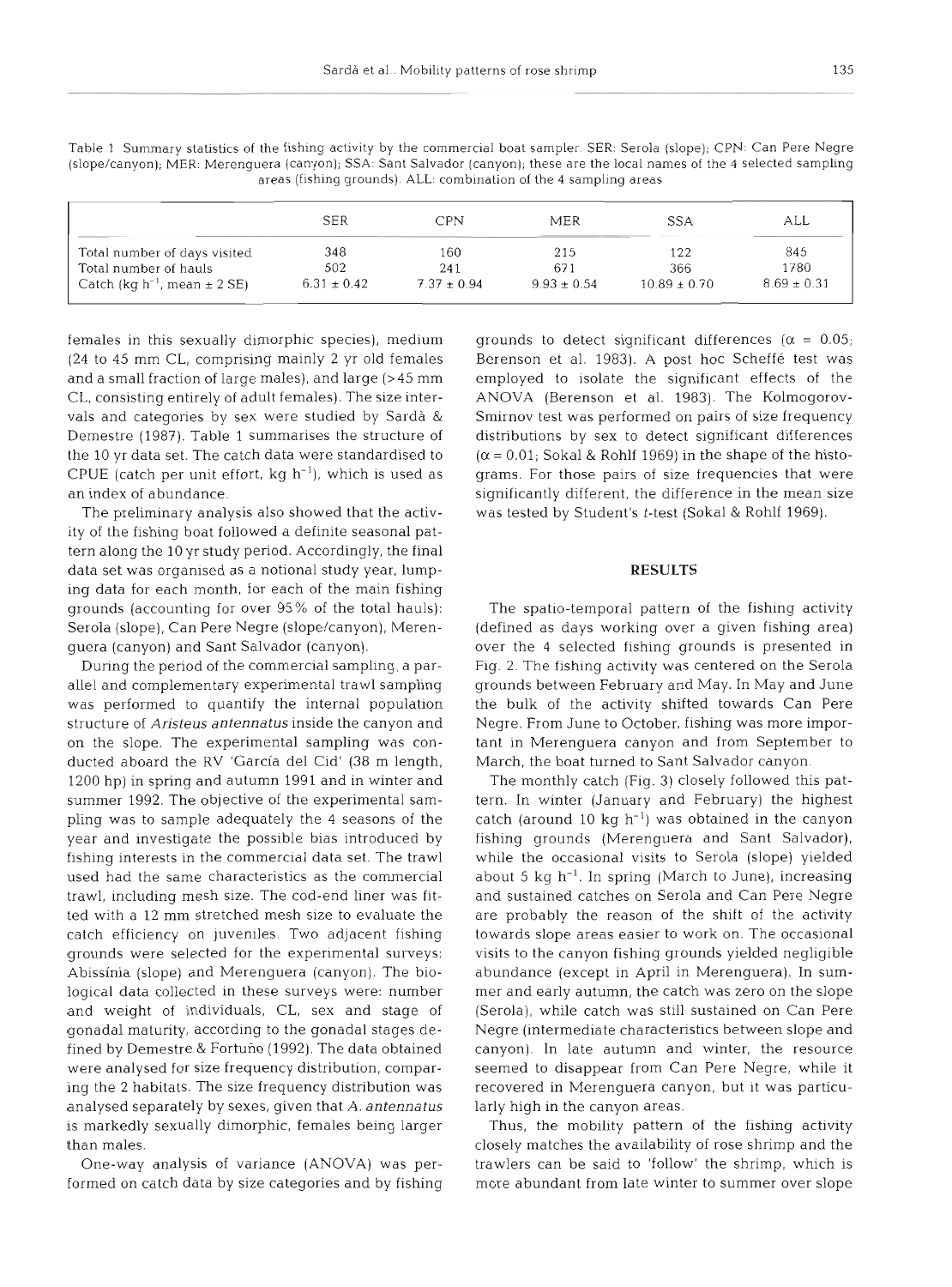Table 1 Summary statistics of the fishing activity by the commercial boat sampler. SER: Serola (slope); CPN: Can Pere Negre (slope/canyon); MER: Merenguera (canyon); SSA: Sant Salvador (canyon); these are the local names of the 4 selected sampling areas (fishing grounds). ALL: combination of the 4 sampling areas

| | SER | CPN | MER | SSA | ALL |
|---|---|---|---|---|---|
| Total number of days visited | 348 | 160 | 215 | 122 | 845 |
| Total number of hauls | 502 | 241 | 671 | 366 | 1780 |
| Catch (kg $h^{-1}$, mean ± 2 SE) | 6.31 ± 0.42 | 7.37 ± 0.94 | 9.93 ± 0.54 | 10.89 ± 0.70 | 8.69 ± 0.31 |

females in this sexually dimorphic species), medium (24 to 45 mm CL, comprising mainly 2 yr old females and a small fraction of large males), and large (>45 mm CL, consisting entirely of adult females). The size intervals and categories by sex were studied by Sardà & Demestre (1987). Table 1 summarises the structure of the 10 yr data set. The catch data were standardised to CPUE (catch per unit effort, kg $h^{-1}$), which is used as an index of abundance.

The preliminary analysis also showed that the activity of the fishing boat followed a definite seasonal pattern along the 10 yr study period. Accordingly, the final data set was organised as a notional study year, lumping data for each month, for each of the main fishing grounds (accounting for over 95% of the total hauls): Serola (slope), Can Pere Negre (slope/canyon), Merenguera (canyon) and Sant Salvador (canyon).

During the period of the commercial sampling, a parallel and complementary experimental trawl sampling was performed to quantify the internal population structure of *Aristeus antennatus* inside the canyon and on the slope. The experimental sampling was conducted aboard the RV 'García del Cid' (38 m length, 1200 hp) in spring and autumn 1991 and in winter and summer 1992. The objective of the experimental sampling was to sample adequately the 4 seasons of the year and investigate the possible bias introduced by fishing interests in the commercial data set. The trawl used had the same characteristics as the commercial trawl, including mesh size. The cod-end liner was fitted with a 12 mm stretched mesh size to evaluate the catch efficiency on juveniles. Two adjacent fishing grounds were selected for the experimental surveys: Abissínia (slope) and Merenguera (canyon). The biological data collected in these surveys were: number and weight of individuals, CL, sex and stage of gonadal maturity, according to the gonadal stages defined by Demestre & Fortuño (1992). The data obtained were analysed for size frequency distribution, comparing the 2 habitats. The size frequency distribution was analysed separately by sexes, given that *A. antennatus* is markedly sexually dimorphic, females being larger than males.

One-way analysis of variance (ANOVA) was performed on catch data by size categories and by fishing grounds to detect significant differences ($\alpha = 0.05$; Berenson et al. 1983). A post hoc Scheffé test was employed to isolate the significant effects of the ANOVA (Berenson et al. 1983). The Kolmogorov-Smirnov test was performed on pairs of size frequency distributions by sex to detect significant differences ($\alpha = 0.01$; Sokal & Rohlf 1969) in the shape of the histograms. For those pairs of size frequencies that were significantly different, the difference in the mean size was tested by Student's *t*-test (Sokal & Rohlf 1969).

## RESULTS

The spatio-temporal pattern of the fishing activity (defined as days working over a given fishing area) over the 4 selected fishing grounds is presented in Fig. 2. The fishing activity was centered on the Serola grounds between February and May. In May and June the bulk of the activity shifted towards Can Pere Negre. From June to October, fishing was more important in Merenguera canyon and from September to March, the boat turned to Sant Salvador canyon.

The monthly catch (Fig. 3) closely followed this pattern. In winter (January and February) the highest catch (around 10 kg $h^{-1}$) was obtained in the canyon fishing grounds (Merenguera and Sant Salvador), while the occasional visits to Serola (slope) yielded about 5 kg $h^{-1}$. In spring (March to June), increasing and sustained catches on Serola and Can Pere Negre are probably the reason of the shift of the activity towards slope areas easier to work on. The occasional visits to the canyon fishing grounds yielded negligible abundance (except in April in Merenguera). In summer and early autumn, the catch was zero on the slope (Serola), while catch was still sustained on Can Pere Negre (intermediate characteristics between slope and canyon). In late autumn and winter, the resource seemed to disappear from Can Pere Negre, while it recovered in Merenguera canyon, but it was particularly high in the canyon areas.

Thus, the mobility pattern of the fishing activity closely matches the availability of rose shrimp and the trawlers can be said to 'follow' the shrimp, which is more abundant from late winter to summer over slope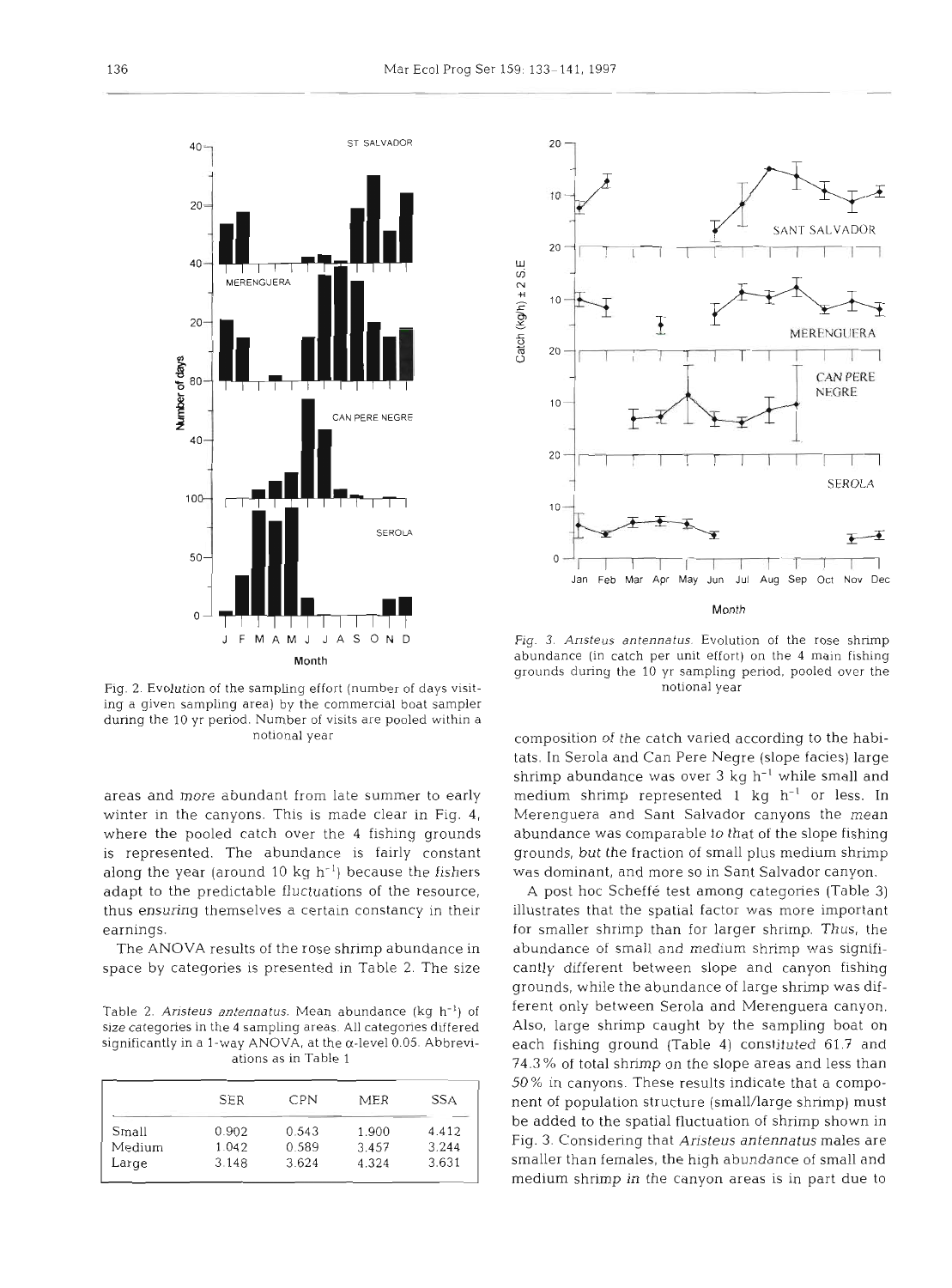Fig. 2. Evolution of the sampling effort (number of days visiting a given sampling area) by the commercial boat sampler during the 10 yr period. Number of visits are pooled within a notional year

Fig. 3. *Aristeus antennatus*. Evolution of the rose shrimp abundance (in catch per unit effort) on the 4 main fishing grounds during the 10 yr sampling period, pooled over the notional year

areas and more abundant from late summer to early winter in the canyons. This is made clear in Fig. 4, where the pooled catch over the 4 fishing grounds is represented. The abundance is fairly constant along the year (around 10 kg $h^{-1}$) because the fishers adapt to the predictable fluctuations of the resource, thus ensuring themselves a certain constancy in their earnings.

The ANOVA results of the rose shrimp abundance in space by categories is presented in Table 2. The size

Table 2. *Aristeus antennatus*. Mean abundance (kg $h^{-1}$) of size categories in the 4 sampling areas. All categories differed significantly in a 1-way ANOVA, at the α-level 0.05. Abbreviations as in Table 1

| | SER | CPN | MER | SSA |
|---|---|---|---|---|
| Small | 0.902 | 0.543 | 1.900 | 4.412 |
| Medium | 1.042 | 0.589 | 3.457 | 3.244 |
| Large | 3.148 | 3.624 | 4.324 | 3.631 |

composition of the catch varied according to the habitats. In Serola and Can Pere Negre (slope facies) large shrimp abundance was over 3 kg $h^{-1}$ while small and medium shrimp represented 1 kg $h^{-1}$ or less. In Merenguera and Sant Salvador canyons the mean abundance was comparable to that of the slope fishing grounds, but the fraction of small plus medium shrimp was dominant, and more so in Sant Salvador canyon.

A post hoc Scheffé test among categories (Table 3) illustrates that the spatial factor was more important for smaller shrimp than for larger shrimp. Thus, the abundance of small and medium shrimp was significantly different between slope and canyon fishing grounds, while the abundance of large shrimp was different only between Serola and Merenguera canyon. Also, large shrimp caught by the sampling boat on each fishing ground (Table 4) constituted 61.7 and 74.3% of total shrimp on the slope areas and less than 50% in canyons. These results indicate that a component of population structure (small/large shrimp) must be added to the spatial fluctuation of shrimp shown in Fig. 3. Considering that *Aristeus antennatus* males are smaller than females, the high abundance of small and medium shrimp in the canyon areas is in part due to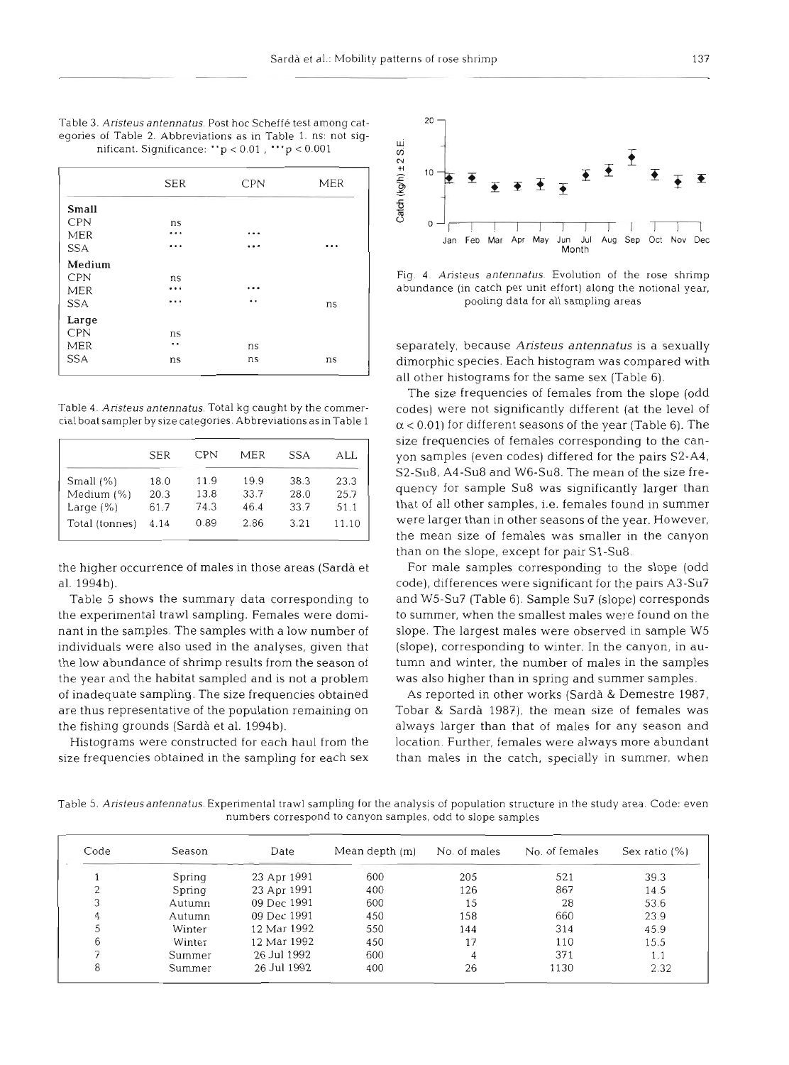Table 3. *Aristeus antennatus*. Post hoc Scheffé test among categories of Table 2. Abbreviations as in Table 1. ns: not significant. Significance: ** p < 0.01, *** p < 0.001

| | SER | CPN | MER |
|---|---|---|---|
| **Small** | | | |
| CPN | ns | | |
| MER | *** | *** | |
| SSA | *** | *** | *** |
| **Medium** | | | |
| CPN | ns | | |
| MER | *** | *** | |
| SSA | *** | ** | ns |
| **Large** | | | |
| CPN | ns | | |
| MER | ** | ns | |
| SSA | ns | ns | ns |

Table 4. *Aristeus antennatus*. Total kg caught by the commercial boat sampler by size categories. Abbreviations as in Table 1

| | SER | CPN | MER | SSA | ALL |
|---|---|---|---|---|---|
| Small (%) | 18.0 | 11.9 | 19.9 | 38.3 | 23.3 |
| Medium (%) | 20.3 | 13.8 | 33.7 | 28.0 | 25.7 |
| Large (%) | 61.7 | 74.3 | 46.4 | 33.7 | 51.1 |
| Total (tonnes) | 4.14 | 0.89 | 2.86 | 3.21 | 11.10 |

the higher occurrence of males in those areas (Sardà et al. 1994b).

Table 5 shows the summary data corresponding to the experimental trawl sampling. Females were dominant in the samples. The samples with a low number of individuals were also used in the analyses, given that the low abundance of shrimp results from the season of the year and the habitat sampled and is not a problem of inadequate sampling. The size frequencies obtained are thus representative of the population remaining on the fishing grounds (Sardà et al. 1994b).

Histograms were constructed for each haul from the size frequencies obtained in the sampling for each sex separately, because *Aristeus antennatus* is a sexually dimorphic species. Each histogram was compared with all other histograms for the same sex (Table 6).

Fig. 4. *Aristeus antennatus*. Evolution of the rose shrimp abundance (in catch per unit effort) along the notional year, pooling data for all sampling areas

The size frequencies of females from the slope (odd codes) were not significantly different (at the level of $\alpha < 0.01$) for different seasons of the year (Table 6). The size frequencies of females corresponding to the canyon samples (even codes) differed for the pairs S2-A4, S2-Su8, A4-Su8 and W6-Su8. The mean of the size frequency for sample Su8 was significantly larger than that of all other samples, i.e. females found in summer were larger than in other seasons of the year. However, the mean size of females was smaller in the canyon than on the slope, except for pair S1-Su8.

For male samples corresponding to the slope (odd code), differences were significant for the pairs A3-Su7 and W5-Su7 (Table 6). Sample Su7 (slope) corresponds to summer, when the smallest males were found on the slope. The largest males were observed in sample W5 (slope), corresponding to winter. In the canyon, in autumn and winter, the number of males in the samples was also higher than in spring and summer samples.

As reported in other works (Sardà & Demestre 1987, Tobar & Sardà 1987), the mean size of females was always larger than that of males for any season and location. Further, females were always more abundant than males in the catch, specially in summer, when

Table 5. *Aristeus antennatus*. Experimental trawl sampling for the analysis of population structure in the study area. Code: even numbers correspond to canyon samples, odd to slope samples

| Code | Season | Date | Mean depth (m) | No. of males | No. of females | Sex ratio (%) |
|---|---|---|---|---|---|---|
| 1 | Spring | 23 Apr 1991 | 600 | 205 | 521 | 39.3 |
| 2 | Spring | 23 Apr 1991 | 400 | 126 | 867 | 14.5 |
| 3 | Autumn | 09 Dec 1991 | 600 | 15 | 28 | 53.6 |
| 4 | Autumn | 09 Dec 1991 | 450 | 158 | 660 | 23.9 |
| 5 | Winter | 12 Mar 1992 | 550 | 144 | 314 | 45.9 |
| 6 | Winter | 12 Mar 1992 | 450 | 17 | 110 | 15.5 |
| 7 | Summer | 26 Jul 1992 | 600 | 4 | 371 | 1.1 |
| 8 | Summer | 26 Jul 1992 | 400 | 26 | 1130 | 2.32 |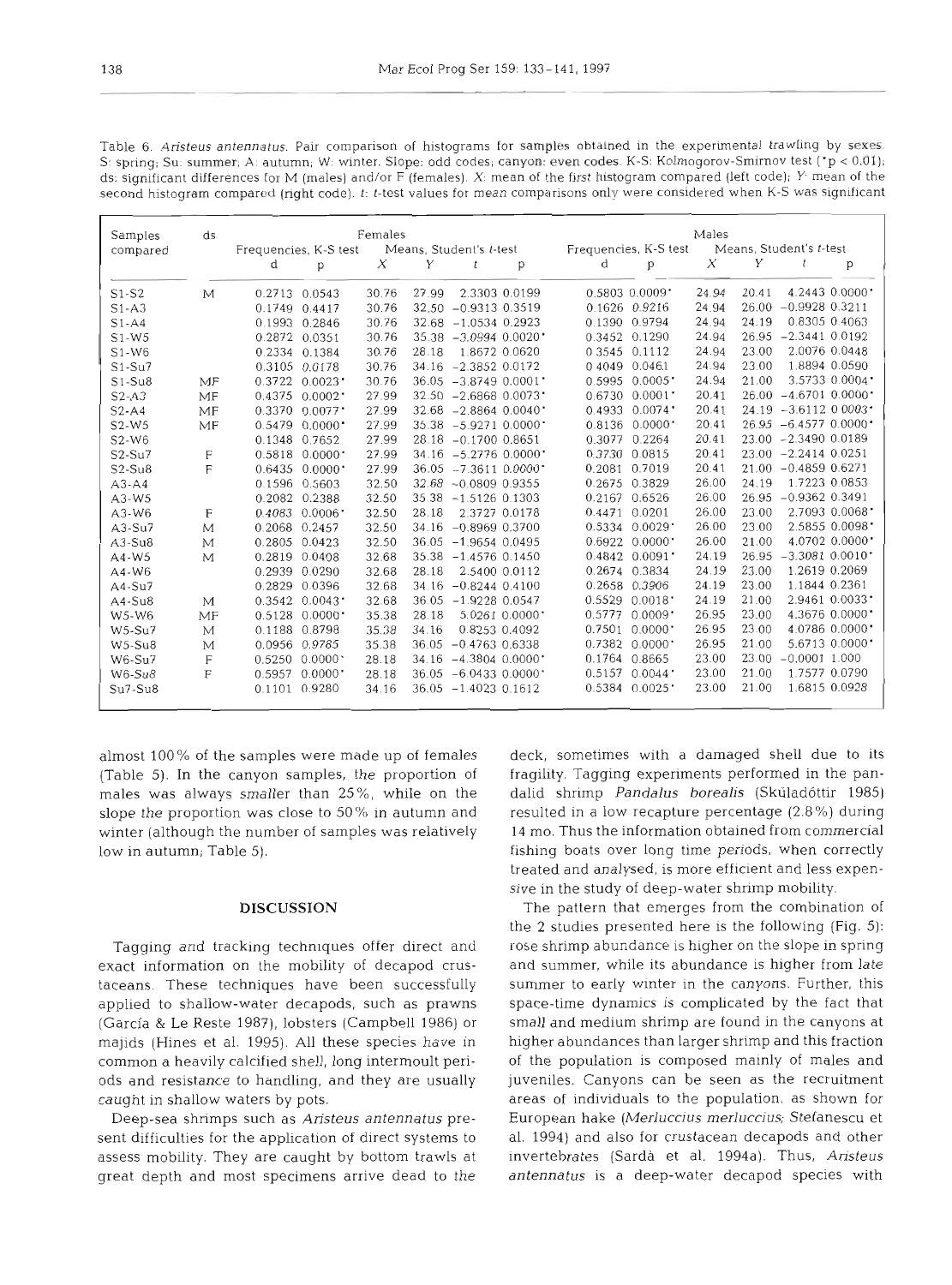Table 6. *Aristeus antennatus*. Pair comparison of histograms for samples obtained in the experimental trawling by sexes. S: spring; Su: summer; A: autumn; W: winter. Slope: odd codes; canyon: even codes. K-S: Kolmogorov-Smirnov test (*p < 0.01); ds: significant differences for M (males) and/or F (females). X: mean of the first histogram compared (left code); Y: mean of the second histogram compared (right code). t: t-test values for mean comparisons only were considered when K-S was significant

| Samples compared | ds | Females | | | | | | Males | | | | | |
|---|---|---|---|---|---|---|---|---|---|---|---|---|---|
| | | Frequencies, K-S test | | Means, Student's t-test | | | | Frequencies, K-S test | | Means, Student's t-test | | | |
| | | d | p | X | Y | t | p | d | p | X | Y | t | p |
| S1-S2 | M | 0.2713 | 0.0543 | 30.76 | 27.99 | 2.3303 | 0.0199 | 0.5803 | 0.0009* | 24.94 | 20.41 | 4.2443 | 0.0000* |
| S1-A3 | | 0.1749 | 0.4417 | 30.76 | 32.50 | −0.9313 | 0.3519 | 0.1626 | 0.9216 | 24.94 | 26.00 | −0.9928 | 0.3211 |
| S1-A4 | | 0.1993 | 0.2846 | 30.76 | 32.68 | −1.0534 | 0.2923 | 0.1390 | 0.9794 | 24.94 | 24.19 | 0.8305 | 0.4063 |
| S1-W5 | | 0.2872 | 0.0351 | 30.76 | 35.38 | −3.0994 | 0.0020* | 0.3452 | 0.1290 | 24.94 | 26.95 | −2.3441 | 0.0192 |
| S1-W6 | | 0.2334 | 0.1384 | 30.76 | 28.18 | 1.8672 | 0.0620 | 0.3545 | 0.1112 | 24.94 | 23.00 | 2.0076 | 0.0448 |
| S1-Su7 | | 0.3105 | 0.0178 | 30.76 | 34.16 | −2.3852 | 0.0172 | 0.4049 | 0.0461 | 24.94 | 23.00 | 1.8894 | 0.0590 |
| S1-Su8 | MF | 0.3722 | 0.0023* | 30.76 | 36.05 | −3.8749 | 0.0001* | 0.5995 | 0.0005* | 24.94 | 21.00 | 3.5733 | 0.0004* |
| S2-A3 | MF | 0.4375 | 0.0002* | 27.99 | 32.50 | −2.6868 | 0.0073* | 0.6730 | 0.0001* | 20.41 | 26.00 | −4.6701 | 0.0000* |
| S2-A4 | MF | 0.3370 | 0.0077* | 27.99 | 32.68 | −2.8864 | 0.0040* | 0.4933 | 0.0074* | 20.41 | 24.19 | −3.6112 | 0.0003* |
| S2-W5 | MF | 0.5479 | 0.0000* | 27.99 | 35.38 | −5.9271 | 0.0000* | 0.8136 | 0.0000* | 20.41 | 26.95 | −6.4577 | 0.0000* |
| S2-W6 | | 0.1348 | 0.7652 | 27.99 | 28.18 | −0.1700 | 0.8651 | 0.3077 | 0.2264 | 20.41 | 23.00 | −2.3490 | 0.0189 |
| S2-Su7 | F | 0.5818 | 0.0000* | 27.99 | 34.16 | −5.2776 | 0.0000* | 0.3730 | 0.0815 | 20.41 | 23.00 | −2.2414 | 0.0251 |
| S2-Su8 | F | 0.6435 | 0.0000* | 27.99 | 36.05 | −7.3611 | 0.0000* | 0.2081 | 0.7019 | 20.41 | 21.00 | −0.4859 | 0.6271 |
| A3-A4 | | 0.1596 | 0.5603 | 32.50 | 32.68 | −0.0809 | 0.9355 | 0.2675 | 0.3829 | 26.00 | 24.19 | 1.7223 | 0.0853 |
| A3-W5 | | 0.2082 | 0.2388 | 32.50 | 35.38 | −1.5126 | 0.1303 | 0.2167 | 0.6526 | 26.00 | 26.95 | −0.9362 | 0.3491 |
| A3-W6 | F | 0.4083 | 0.0006* | 32.50 | 28.18 | 2.3727 | 0.0178 | 0.4471 | 0.0201 | 26.00 | 23.00 | 2.7093 | 0.0068* |
| A3-Su7 | M | 0.2068 | 0.2457 | 32.50 | 34.16 | −0.8969 | 0.3700 | 0.5334 | 0.0029* | 26.00 | 23.00 | 2.5855 | 0.0098* |
| A3-Su8 | M | 0.2805 | 0.0423 | 32.50 | 36.05 | −1.9654 | 0.0495 | 0.6922 | 0.0000* | 26.00 | 21.00 | 4.0702 | 0.0000* |
| A4-W5 | M | 0.2819 | 0.0408 | 32.68 | 35.38 | −1.4576 | 0.1450 | 0.4842 | 0.0091* | 24.19 | 26.95 | −3.3081 | 0.0010* |
| A4-W6 | | 0.2939 | 0.0290 | 32.68 | 28.18 | 2.5400 | 0.0112 | 0.2674 | 0.3834 | 24.19 | 23.00 | 1.2619 | 0.2069 |
| A4-Su7 | | 0.2829 | 0.0396 | 32.68 | 34.16 | −0.8244 | 0.4100 | 0.2658 | 0.3906 | 24.19 | 23.00 | 1.1844 | 0.2361 |
| A4-Su8 | M | 0.3542 | 0.0043* | 32.68 | 36.05 | −1.9228 | 0.0547 | 0.5529 | 0.0018* | 24.19 | 21.00 | 2.9461 | 0.0033* |
| W5-W6 | MF | 0.5128 | 0.0000* | 35.38 | 28.18 | 5.0261 | 0.0000* | 0.5777 | 0.0009* | 26.95 | 23.00 | 4.3676 | 0.0000* |
| W5-Su7 | M | 0.1188 | 0.8798 | 35.38 | 34.16 | 0.8253 | 0.4092 | 0.7501 | 0.0000* | 26.95 | 23.00 | 4.0786 | 0.0000* |
| W5-Su8 | M | 0.0956 | 0.9785 | 35.38 | 36.05 | −0.4763 | 0.6338 | 0.7382 | 0.0000* | 26.95 | 21.00 | 5.6713 | 0.0000* |
| W6-Su7 | F | 0.5250 | 0.0000* | 28.18 | 34.16 | −4.3804 | 0.0000* | 0.1764 | 0.8665 | 23.00 | 23.00 | −0.0001 | 1.000 |
| W6-Su8 | F | 0.5957 | 0.0000* | 28.18 | 36.05 | −6.0433 | 0.0000* | 0.5157 | 0.0044* | 23.00 | 21.00 | 1.7577 | 0.0790 |
| Su7-Su8 | | 0.1101 | 0.9280 | 34.16 | 36.05 | −1.4023 | 0.1612 | 0.5384 | 0.0025* | 23.00 | 21.00 | 1.6815 | 0.0928 |

almost 100% of the samples were made up of females (Table 5). In the canyon samples, the proportion of males was always smaller than 25%, while on the slope the proportion was close to 50% in autumn and winter (although the number of samples was relatively low in autumn; Table 5).

## DISCUSSION

Tagging and tracking techniques offer direct and exact information on the mobility of decapod crustaceans. These techniques have been successfully applied to shallow-water decapods, such as prawns (García & Le Reste 1987), lobsters (Campbell 1986) or majids (Hines et al. 1995). All these species have in common a heavily calcified shell, long intermoult periods and resistance to handling, and they are usually caught in shallow waters by pots.

Deep-sea shrimps such as *Aristeus antennatus* present difficulties for the application of direct systems to assess mobility. They are caught by bottom trawls at great depth and most specimens arrive dead to the deck, sometimes with a damaged shell due to its fragility. Tagging experiments performed in the pandalid shrimp *Pandalus borealis* (Skúladóttir 1985) resulted in a low recapture percentage (2.8%) during 14 mo. Thus the information obtained from commercial fishing boats over long time periods, when correctly treated and analysed, is more efficient and less expensive in the study of deep-water shrimp mobility.

The pattern that emerges from the combination of the 2 studies presented here is the following (Fig. 5): rose shrimp abundance is higher on the slope in spring and summer, while its abundance is higher from late summer to early winter in the canyons. Further, this space-time dynamics is complicated by the fact that small and medium shrimp are found in the canyons at higher abundances than larger shrimp and this fraction of the population is composed mainly of males and juveniles. Canyons can be seen as the recruitment areas of individuals to the population, as shown for European hake (*Merluccius merluccius*; Stefanescu et al. 1994) and also for crustacean decapods and other invertebrates (Sardà et al. 1994a). Thus, *Aristeus antennatus* is a deep-water decapod species with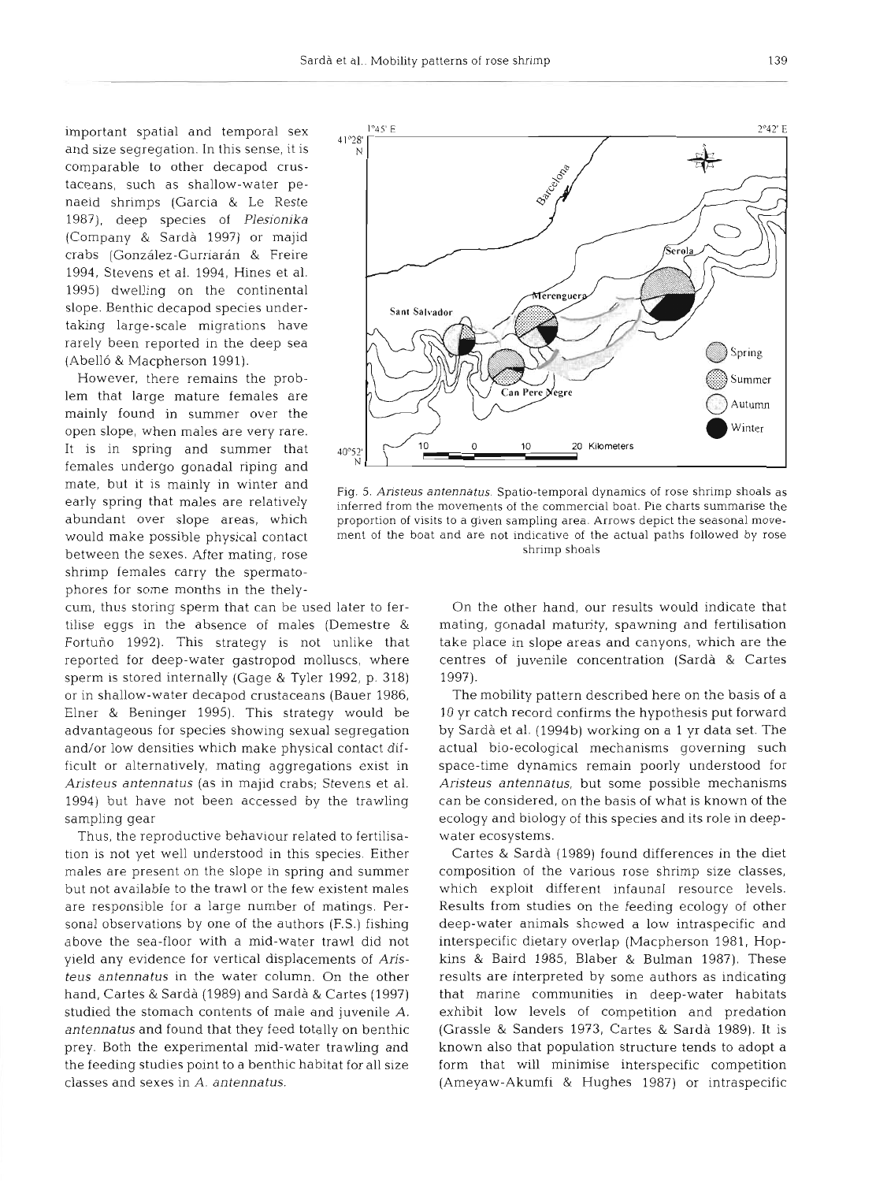important spatial and temporal sex and size segregation. In this sense, it is comparable to other decapod crustaceans, such as shallow-water penaeid shrimps (Garcia & Le Reste 1987), deep species of *Plesionika* (Company & Sardà 1997) or majid crabs (González-Gurriarán & Freire 1994, Stevens et al. 1994, Hines et al. 1995) dwelling on the continental slope. Benthic decapod species undertaking large-scale migrations have rarely been reported in the deep sea (Abelló & Macpherson 1991).

However, there remains the problem that large mature females are mainly found in summer over the open slope, when males are very rare. It is in spring and summer that females undergo gonadal riping and mate, but it is mainly in winter and early spring that males are relatively abundant over slope areas, which would make possible physical contact between the sexes. After mating, rose shrimp females carry the spermatophores for some months in the thelycum, thus storing sperm that can be used later to fertilise eggs in the absence of males (Demestre & Fortuño 1992). This strategy is not unlike that reported for deep-water gastropod molluscs, where sperm is stored internally (Gage & Tyler 1992, p. 318) or in shallow-water decapod crustaceans (Bauer 1986, Elner & Beninger 1995). This strategy would be advantageous for species showing sexual segregation and/or low densities which make physical contact difficult or alternatively, mating aggregations exist in *Aristeus antennatus* (as in majid crabs; Stevens et al. 1994) but have not been accessed by the trawling sampling gear

Thus, the reproductive behaviour related to fertilisation is not yet well understood in this species. Either males are present on the slope in spring and summer but not available to the trawl or the few existent males are responsible for a large number of matings. Personal observations by one of the authors (F.S.) fishing above the sea-floor with a mid-water trawl did not yield any evidence for vertical displacements of *Aristeus antennatus* in the water column. On the other hand, Cartes & Sardà (1989) and Sardà & Cartes (1997) studied the stomach contents of male and juvenile *A. antennatus* and found that they feed totally on benthic prey. Both the experimental mid-water trawling and the feeding studies point to a benthic habitat for all size classes and sexes in *A. antennatus*.

Fig. 5. *Aristeus antennatus*. Spatio-temporal dynamics of rose shrimp shoals as inferred from the movements of the commercial boat. Pie charts summarise the proportion of visits to a given sampling area. Arrows depict the seasonal movement of the boat and are not indicative of the actual paths followed by rose shrimp shoals

On the other hand, our results would indicate that mating, gonadal maturity, spawning and fertilisation take place in slope areas and canyons, which are the centres of juvenile concentration (Sardà & Cartes 1997).

The mobility pattern described here on the basis of a 10 yr catch record confirms the hypothesis put forward by Sardà et al. (1994b) working on a 1 yr data set. The actual bio-ecological mechanisms governing such space-time dynamics remain poorly understood for *Aristeus antennatus*, but some possible mechanisms can be considered, on the basis of what is known of the ecology and biology of this species and its role in deep-water ecosystems.

Cartes & Sardà (1989) found differences in the diet composition of the various rose shrimp size classes, which exploit different infaunal resource levels. Results from studies on the feeding ecology of other deep-water animals showed a low intraspecific and interspecific dietary overlap (Macpherson 1981, Hopkins & Baird 1985, Blaber & Bulman 1987). These results are interpreted by some authors as indicating that marine communities in deep-water habitats exhibit low levels of competition and predation (Grassle & Sanders 1973, Cartes & Sardà 1989). It is known also that population structure tends to adopt a form that will minimise interspecific competition (Ameyaw-Akumfi & Hughes 1987) or intraspecific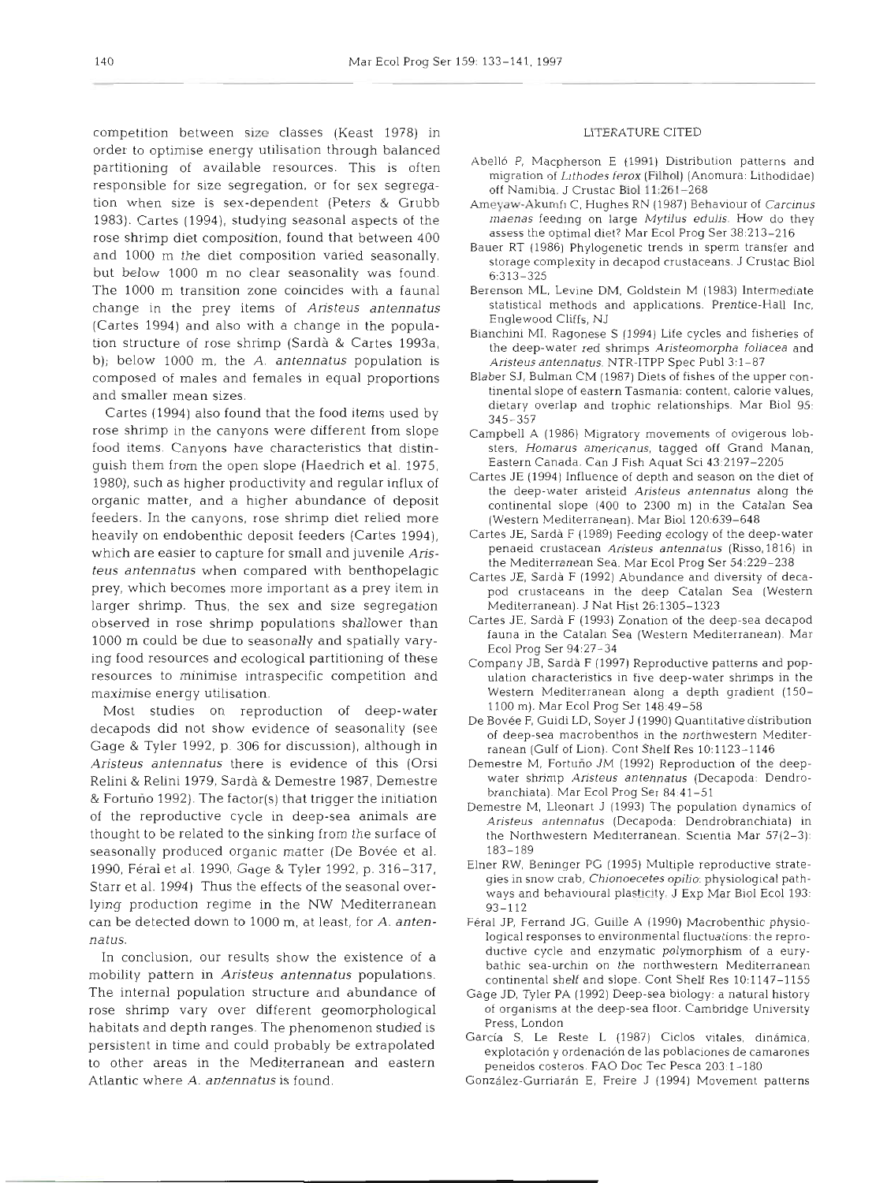competition between size classes (Keast 1978) in order to optimise energy utilisation through balanced partitioning of available resources. This is often responsible for size segregation, or for sex segregation when size is sex-dependent (Peters & Grubb 1983). Cartes (1994), studying seasonal aspects of the rose shrimp diet composition, found that between 400 and 1000 m the diet composition varied seasonally, but below 1000 m no clear seasonality was found. The 1000 m transition zone coincides with a faunal change in the prey items of *Aristeus antennatus* (Cartes 1994) and also with a change in the population structure of rose shrimp (Sardà & Cartes 1993a, b); below 1000 m, the *A. antennatus* population is composed of males and females in equal proportions and smaller mean sizes.

Cartes (1994) also found that the food items used by rose shrimp in the canyons were different from slope food items. Canyons have characteristics that distinguish them from the open slope (Haedrich et al. 1975, 1980), such as higher productivity and regular influx of organic matter, and a higher abundance of deposit feeders. In the canyons, rose shrimp diet relied more heavily on endobenthic deposit feeders (Cartes 1994), which are easier to capture for small and juvenile *Aristeus antennatus* when compared with benthopelagic prey, which becomes more important as a prey item in larger shrimp. Thus, the sex and size segregation observed in rose shrimp populations shallower than 1000 m could be due to seasonally and spatially varying food resources and ecological partitioning of these resources to minimise intraspecific competition and maximise energy utilisation.

Most studies on reproduction of deep-water decapods did not show evidence of seasonality (see Gage & Tyler 1992, p. 306 for discussion), although in *Aristeus antennatus* there is evidence of this (Orsi Relini & Relini 1979, Sardà & Demestre 1987, Demestre & Fortuño 1992). The factor(s) that trigger the initiation of the reproductive cycle in deep-sea animals are thought to be related to the sinking from the surface of seasonally produced organic matter (De Bovée et al. 1990, Féral et al. 1990, Gage & Tyler 1992, p. 316–317, Starr et al. 1994). Thus the effects of the seasonal overlying production regime in the NW Mediterranean can be detected down to 1000 m, at least, for *A. antennatus*.

In conclusion, our results show the existence of a mobility pattern in *Aristeus antennatus* populations. The internal population structure and abundance of rose shrimp vary over different geomorphological habitats and depth ranges. The phenomenon studied is persistent in time and could probably be extrapolated to other areas in the Mediterranean and eastern Atlantic where *A. antennatus* is found.

## LITERATURE CITED

Abelló P, Macpherson E (1991) Distribution patterns and migration of *Lithodes ferox* (Filhol) (Anomura: Lithodidae) off Namibia. J Crustac Biol 11:261–268

Ameyaw-Akumfi C, Hughes RN (1987) Behaviour of *Carcinus maenas* feeding on large *Mytilus edulis*. How do they assess the optimal diet? Mar Ecol Prog Ser 38:213–216

Bauer RT (1986) Phylogenetic trends in sperm transfer and storage complexity in decapod crustaceans. J Crustac Biol 6:313–325

Berenson ML, Levine DM, Goldstein M (1983) Intermediate statistical methods and applications. Prentice-Hall Inc, Englewood Cliffs, NJ

Bianchini ML, Ragonese S (1994) Life cycles and fisheries of the deep-water red shrimps *Aristeomorpha foliacea* and *Aristeus antennatus*. NTR-ITPP Spec Publ 3:1–87

Blaber SJ, Bulman CM (1987) Diets of fishes of the upper continental slope of eastern Tasmania: content, calorie values, dietary overlap and trophic relationships. Mar Biol 95: 345–357

Campbell A (1986) Migratory movements of ovigerous lobsters, *Homarus americanus*, tagged off Grand Manan, Eastern Canada. Can J Fish Aquat Sci 43:2197–2205

Cartes JE (1994) Influence of depth and season on the diet of the deep-water aristeid *Aristeus antennatus* along the continental slope (400 to 2300 m) in the Catalan Sea (Western Mediterranean). Mar Biol 120:639–648

Cartes JE, Sardà F (1989) Feeding ecology of the deep-water penaeid crustacean *Aristeus antennatus* (Risso,1816) in the Mediterranean Sea. Mar Ecol Prog Ser 54:229–238

Cartes JE, Sardà F (1992) Abundance and diversity of decapod crustaceans in the deep Catalan Sea (Western Mediterranean). J Nat Hist 26:1305–1323

Cartes JE, Sardà F (1993) Zonation of the deep-sea decapod fauna in the Catalan Sea (Western Mediterranean). Mar Ecol Prog Ser 94:27–34

Company JB, Sardà F (1997) Reproductive patterns and population characteristics in five deep-water shrimps in the Western Mediterranean along a depth gradient (150–1100 m). Mar Ecol Prog Ser 148:49–58

De Bovée F, Guidi LD, Soyer J (1990) Quantitative distribution of deep-sea macrobenthos in the northwestern Mediterranean (Gulf of Lion). Cont Shelf Res 10:1123–1146

Demestre M, Fortuño JM (1992) Reproduction of the deep-water shrimp *Aristeus antennatus* (Decapoda: Dendrobranchiata). Mar Ecol Prog Ser 84:41–51

Demestre M, Lleonart J (1993) The population dynamics of *Aristeus antennatus* (Decapoda: Dendrobranchiata) in the Northwestern Mediterranean. Scientia Mar 57(2–3): 183–189

Elner RW, Beninger PG (1995) Multiple reproductive strategies in snow crab, *Chionoecetes opilio*: physiological pathways and behavioural plasticity. J Exp Mar Biol Ecol 193: 93–112

Féral JP, Ferrand JG, Guille A (1990) Macrobenthic physiological responses to environmental fluctuations: the reproductive cycle and enzymatic polymorphism of a eurybathic sea-urchin on the northwestern Mediterranean continental shelf and slope. Cont Shelf Res 10:1147–1155

Gage JD, Tyler PA (1992) Deep-sea biology: a natural history of organisms at the deep-sea floor. Cambridge University Press, London

García S, Le Reste L (1987) Ciclos vitales, dinámica, explotación y ordenación de las poblaciones de camarones peneidos costeros. FAO Doc Tec Pesca 203:1–180

González-Gurriarán E, Freire J (1994) Movement patterns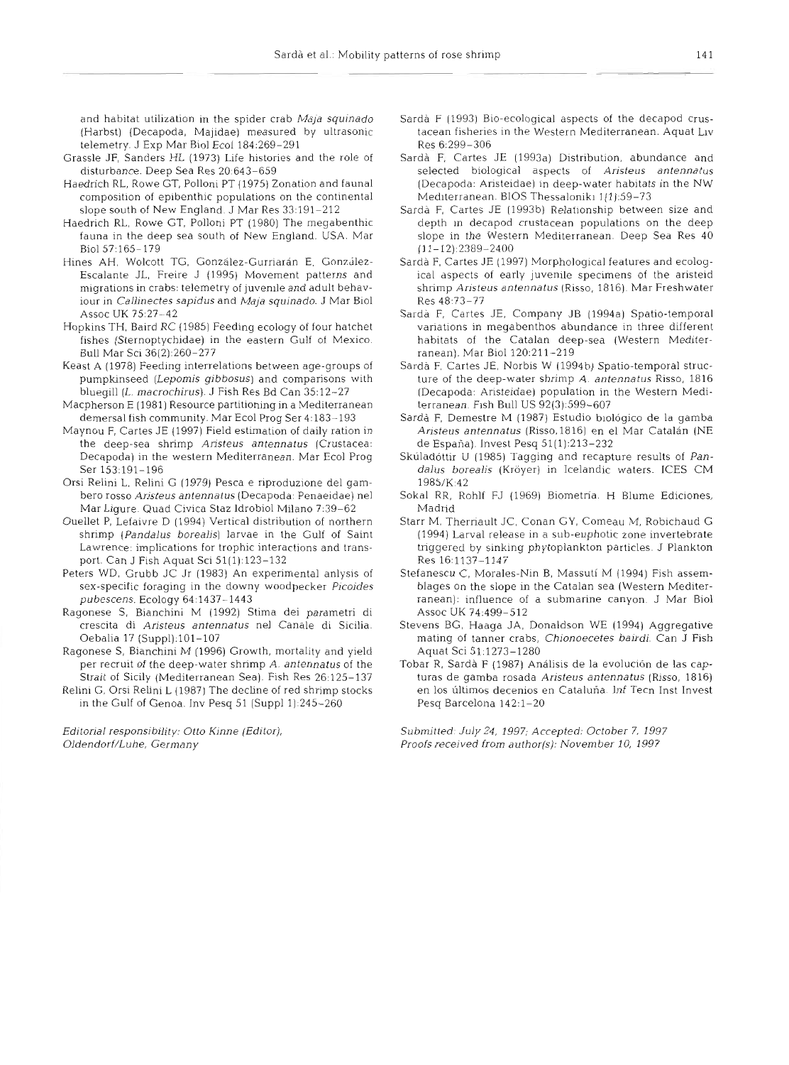and habitat utilization in the spider crab *Maja squinado* (Harbst) (Decapoda, Majidae) measured by ultrasonic telemetry. J Exp Mar Biol Ecol 184:269–291

Grassle JF, Sanders HL (1973) Life histories and the role of disturbance. Deep Sea Res 20:643–659

Haedrich RL, Rowe GT, Polloni PT (1975) Zonation and faunal composition of epibenthic populations on the continental slope south of New England. J Mar Res 33:191–212

Haedrich RL, Rowe GT, Polloni PT (1980) The megabenthic fauna in the deep sea south of New England, USA. Mar Biol 57:165–179

Hines AH, Wolcott TG, González-Gurriarán E, González-Escalante JL, Freire J (1995) Movement patterns and migrations in crabs: telemetry of juvenile and adult behaviour in *Callinectes sapidus* and *Maja squinado*. J Mar Biol Assoc UK 75:27–42

Hopkins TH, Baird RC (1985) Feeding ecology of four hatchet fishes (Sternoptychidae) in the eastern Gulf of Mexico. Bull Mar Sci 36(2):260–277

Keast A (1978) Feeding interrelations between age-groups of pumpkinseed (*Lepomis gibbosus*) and comparisons with bluegill (*L. macrochirus*). J Fish Res Bd Can 35:12–27

Macpherson E (1981) Resource partitioning in a Mediterranean demersal fish community. Mar Ecol Prog Ser 4:183–193

Maynou F, Cartes JE (1997) Field estimation of daily ration in the deep-sea shrimp *Aristeus antennatus* (Crustacea: Decapoda) in the western Mediterranean. Mar Ecol Prog Ser 153:191–196

Orsi Relini L, Relini G (1979) Pesca e riproduzione del gambero rosso *Aristeus antennatus* (Decapoda: Penaeidae) nel Mar Ligure. Quad Civica Staz Idrobiol Milano 7:39–62

Ouellet P, Lefaivre D (1994) Vertical distribution of northern shrimp (*Pandalus borealis*) larvae in the Gulf of Saint Lawrence: implications for trophic interactions and transport. Can J Fish Aquat Sci 51(1):123–132

Peters WD, Grubb JC Jr (1983) An experimental anlysis of sex-specific foraging in the downy woodpecker *Picoides pubescens*. Ecology 64:1437–1443

Ragonese S, Bianchini M (1992) Stima dei parametri di crescita di *Aristeus antennatus* nel Canale di Sicilia. Oebalia 17 (Suppl):101–107

Ragonese S, Bianchini M (1996) Growth, mortality and yield per recruit of the deep-water shrimp *A. antennatus* of the Strait of Sicily (Mediterranean Sea). Fish Res 26:125–137

Relini G, Orsi Relini L (1987) The decline of red shrimp stocks in the Gulf of Genoa. Inv Pesq 51 (Suppl 1):245–260

Sardà F (1993) Bio-ecological aspects of the decapod crustacean fisheries in the Western Mediterranean. Aquat Liv Res 6:299–306

Sardà F, Cartes JE (1993a) Distribution, abundance and selected biological aspects of *Aristeus antennatus* (Decapoda: Aristeidae) in deep-water habitats in the NW Mediterranean. BIOS Thessaloniki 1(1):59–73

Sardà F, Cartes JE (1993b) Relationship between size and depth in decapod crustacean populations on the deep slope in the Western Mediterranean. Deep Sea Res 40 (11–12):2389–2400

Sardà F, Cartes JE (1997) Morphological features and ecological aspects of early juvenile specimens of the aristeid shrimp *Aristeus antennatus* (Risso, 1816). Mar Freshwater Res 48:73–77

Sardà F, Cartes JE, Company JB (1994a) Spatio-temporal variations in megabenthos abundance in three different habitats of the Catalan deep-sea (Western Mediterranean). Mar Biol 120:211–219

Sardà F, Cartes JE, Norbis W (1994b) Spatio-temporal structure of the deep-water shrimp *A. antennatus* Risso, 1816 (Decapoda: Aristeidae) population in the Western Mediterranean. Fish Bull US 92(3):599–607

Sardà F, Demestre M (1987) Estudio biológico de la gamba *Aristeus antennatus* (Risso,1816) en el Mar Catalán (NE de España). Invest Pesq 51(1):213–232

Skúladóttir U (1985) Tagging and recapture results of *Pandalus borealis* (Kröyer) in Icelandic waters. ICES CM 1985/K:42

Sokal RR, Rohlf FJ (1969) Biometría. H Blume Ediciones, Madrid

Starr M, Therriault JC, Conan GY, Comeau M, Robichaud G (1994) Larval release in a sub-euphotic zone invertebrate triggered by sinking phytoplankton particles. J Plankton Res 16:1137–1147

Stefanescu C, Morales-Nin B, Massutí M (1994) Fish assemblages on the slope in the Catalan sea (Western Mediterranean): influence of a submarine canyon. J Mar Biol Assoc UK 74:499–512

Stevens BG, Haaga JA, Donaldson WE (1994) Aggregative mating of tanner crabs, *Chionoecetes bairdi*. Can J Fish Aquat Sci 51:1273–1280

Tobar R, Sardà F (1987) Análisis de la evolución de las capturas de gamba rosada *Aristeus antennatus* (Risso, 1816) en los últimos decenios en Cataluña. Inf Tecn Inst Invest Pesq Barcelona 142:1–20

*Editorial responsibility: Otto Kinne (Editor), Oldendorf/Luhe, Germany*

*Submitted: July 24, 1997; Accepted: October 7, 1997*
*Proofs received from author(s): November 10, 1997*